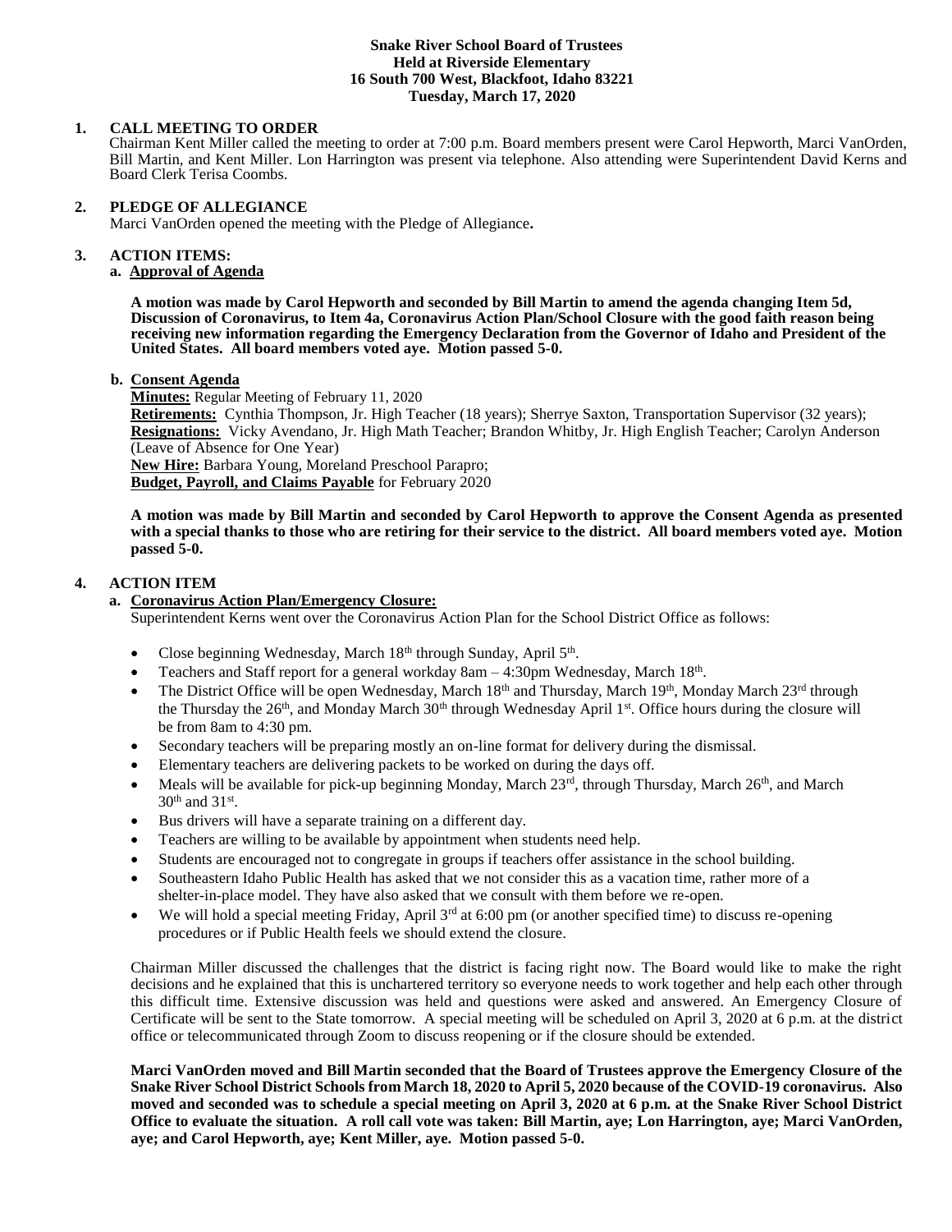**Snake River School Board of Trustees**
**Held at Riverside Elementary**
**16 South 700 West, Blackfoot, Idaho 83221**
**Tuesday, March 17, 2020**

## 1. CALL MEETING TO ORDER

Chairman Kent Miller called the meeting to order at 7:00 p.m. Board members present were Carol Hepworth, Marci VanOrden, Bill Martin, and Kent Miller. Lon Harrington was present via telephone. Also attending were Superintendent David Kerns and Board Clerk Terisa Coombs.

## 2. PLEDGE OF ALLEGIANCE

Marci VanOrden opened the meeting with the Pledge of Allegiance**.**

## 3. ACTION ITEMS:

### a. Approval of Agenda

**A motion was made by Carol Hepworth and seconded by Bill Martin to amend the agenda changing Item 5d, Discussion of Coronavirus, to Item 4a, Coronavirus Action Plan/School Closure with the good faith reason being receiving new information regarding the Emergency Declaration from the Governor of Idaho and President of the United States. All board members voted aye. Motion passed 5-0.**

### b. Consent Agenda

**Minutes:** Regular Meeting of February 11, 2020
**Retirements:** Cynthia Thompson, Jr. High Teacher (18 years); Sherrye Saxton, Transportation Supervisor (32 years);
**Resignations:** Vicky Avendano, Jr. High Math Teacher; Brandon Whitby, Jr. High English Teacher; Carolyn Anderson (Leave of Absence for One Year)
**New Hire:** Barbara Young, Moreland Preschool Parapro;
**Budget, Payroll, and Claims Payable** for February 2020

**A motion was made by Bill Martin and seconded by Carol Hepworth to approve the Consent Agenda as presented with a special thanks to those who are retiring for their service to the district. All board members voted aye. Motion passed 5-0.**

## 4. ACTION ITEM

### a. Coronavirus Action Plan/Emergency Closure:

Superintendent Kerns went over the Coronavirus Action Plan for the School District Office as follows:

- Close beginning Wednesday, March 18th through Sunday, April 5th.
- Teachers and Staff report for a general workday 8am – 4:30pm Wednesday, March 18th.
- The District Office will be open Wednesday, March 18th and Thursday, March 19th, Monday March 23rd through the Thursday the 26th, and Monday March 30th through Wednesday April 1st. Office hours during the closure will be from 8am to 4:30 pm.
- Secondary teachers will be preparing mostly an on-line format for delivery during the dismissal.
- Elementary teachers are delivering packets to be worked on during the days off.
- Meals will be available for pick-up beginning Monday, March 23rd, through Thursday, March 26th, and March 30th and 31st.
- Bus drivers will have a separate training on a different day.
- Teachers are willing to be available by appointment when students need help.
- Students are encouraged not to congregate in groups if teachers offer assistance in the school building.
- Southeastern Idaho Public Health has asked that we not consider this as a vacation time, rather more of a shelter-in-place model. They have also asked that we consult with them before we re-open.
- We will hold a special meeting Friday, April 3rd at 6:00 pm (or another specified time) to discuss re-opening procedures or if Public Health feels we should extend the closure.

Chairman Miller discussed the challenges that the district is facing right now. The Board would like to make the right decisions and he explained that this is unchartered territory so everyone needs to work together and help each other through this difficult time. Extensive discussion was held and questions were asked and answered. An Emergency Closure of Certificate will be sent to the State tomorrow. A special meeting will be scheduled on April 3, 2020 at 6 p.m. at the district office or telecommunicated through Zoom to discuss reopening or if the closure should be extended.

**Marci VanOrden moved and Bill Martin seconded that the Board of Trustees approve the Emergency Closure of the Snake River School District Schools from March 18, 2020 to April 5, 2020 because of the COVID-19 coronavirus. Also moved and seconded was to schedule a special meeting on April 3, 2020 at 6 p.m. at the Snake River School District Office to evaluate the situation. A roll call vote was taken: Bill Martin, aye; Lon Harrington, aye; Marci VanOrden, aye; and Carol Hepworth, aye; Kent Miller, aye. Motion passed 5-0.**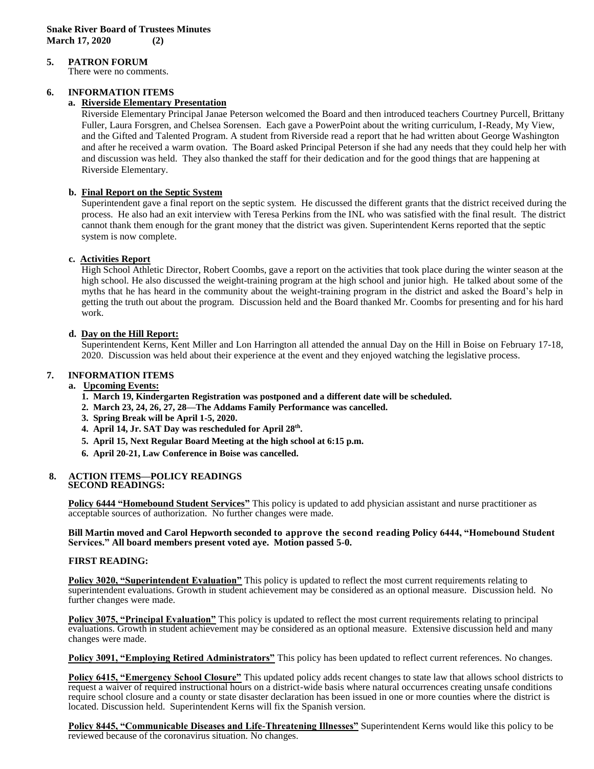## 5. PATRON FORUM

There were no comments.

## 6. INFORMATION ITEMS

### a. Riverside Elementary Presentation

Riverside Elementary Principal Janae Peterson welcomed the Board and then introduced teachers Courtney Purcell, Brittany Fuller, Laura Forsgren, and Chelsea Sorensen. Each gave a PowerPoint about the writing curriculum, I-Ready, My View, and the Gifted and Talented Program. A student from Riverside read a report that he had written about George Washington and after he received a warm ovation. The Board asked Principal Peterson if she had any needs that they could help her with and discussion was held. They also thanked the staff for their dedication and for the good things that are happening at Riverside Elementary.

### b. Final Report on the Septic System

Superintendent gave a final report on the septic system. He discussed the different grants that the district received during the process. He also had an exit interview with Teresa Perkins from the INL who was satisfied with the final result. The district cannot thank them enough for the grant money that the district was given. Superintendent Kerns reported that the septic system is now complete.

### c. Activities Report

High School Athletic Director, Robert Coombs, gave a report on the activities that took place during the winter season at the high school. He also discussed the weight-training program at the high school and junior high. He talked about some of the myths that he has heard in the community about the weight-training program in the district and asked the Board's help in getting the truth out about the program. Discussion held and the Board thanked Mr. Coombs for presenting and for his hard work.

### d. Day on the Hill Report:

Superintendent Kerns, Kent Miller and Lon Harrington all attended the annual Day on the Hill in Boise on February 17-18, 2020. Discussion was held about their experience at the event and they enjoyed watching the legislative process.

## 7. INFORMATION ITEMS

### a. Upcoming Events:

1. **March 19, Kindergarten Registration was postponed and a different date will be scheduled.**
2. **March 23, 24, 26, 27, 28—The Addams Family Performance was cancelled.**
3. **Spring Break will be April 1-5, 2020.**
4. **April 14, Jr. SAT Day was rescheduled for April 28th.**
5. **April 15, Next Regular Board Meeting at the high school at 6:15 p.m.**
6. **April 20-21, Law Conference in Boise was cancelled.**

## 8. ACTION ITEMS—POLICY READINGS

**SECOND READINGS:**

**Policy 6444 "Homebound Student Services"** This policy is updated to add physician assistant and nurse practitioner as acceptable sources of authorization. No further changes were made.

**Bill Martin moved and Carol Hepworth seconded to approve the second reading Policy 6444, "Homebound Student Services." All board members present voted aye. Motion passed 5-0.**

**FIRST READING:**

**Policy 3020, "Superintendent Evaluation"** This policy is updated to reflect the most current requirements relating to superintendent evaluations. Growth in student achievement may be considered as an optional measure. Discussion held. No further changes were made.

**Policy 3075, "Principal Evaluation"** This policy is updated to reflect the most current requirements relating to principal evaluations. Growth in student achievement may be considered as an optional measure. Extensive discussion held and many changes were made.

**Policy 3091, "Employing Retired Administrators"** This policy has been updated to reflect current references. No changes.

**Policy 6415, "Emergency School Closure"** This updated policy adds recent changes to state law that allows school districts to request a waiver of required instructional hours on a district-wide basis where natural occurrences creating unsafe conditions require school closure and a county or state disaster declaration has been issued in one or more counties where the district is located. Discussion held. Superintendent Kerns will fix the Spanish version.

**Policy 8445, "Communicable Diseases and Life-Threatening Illnesses"** Superintendent Kerns would like this policy to be reviewed because of the coronavirus situation. No changes.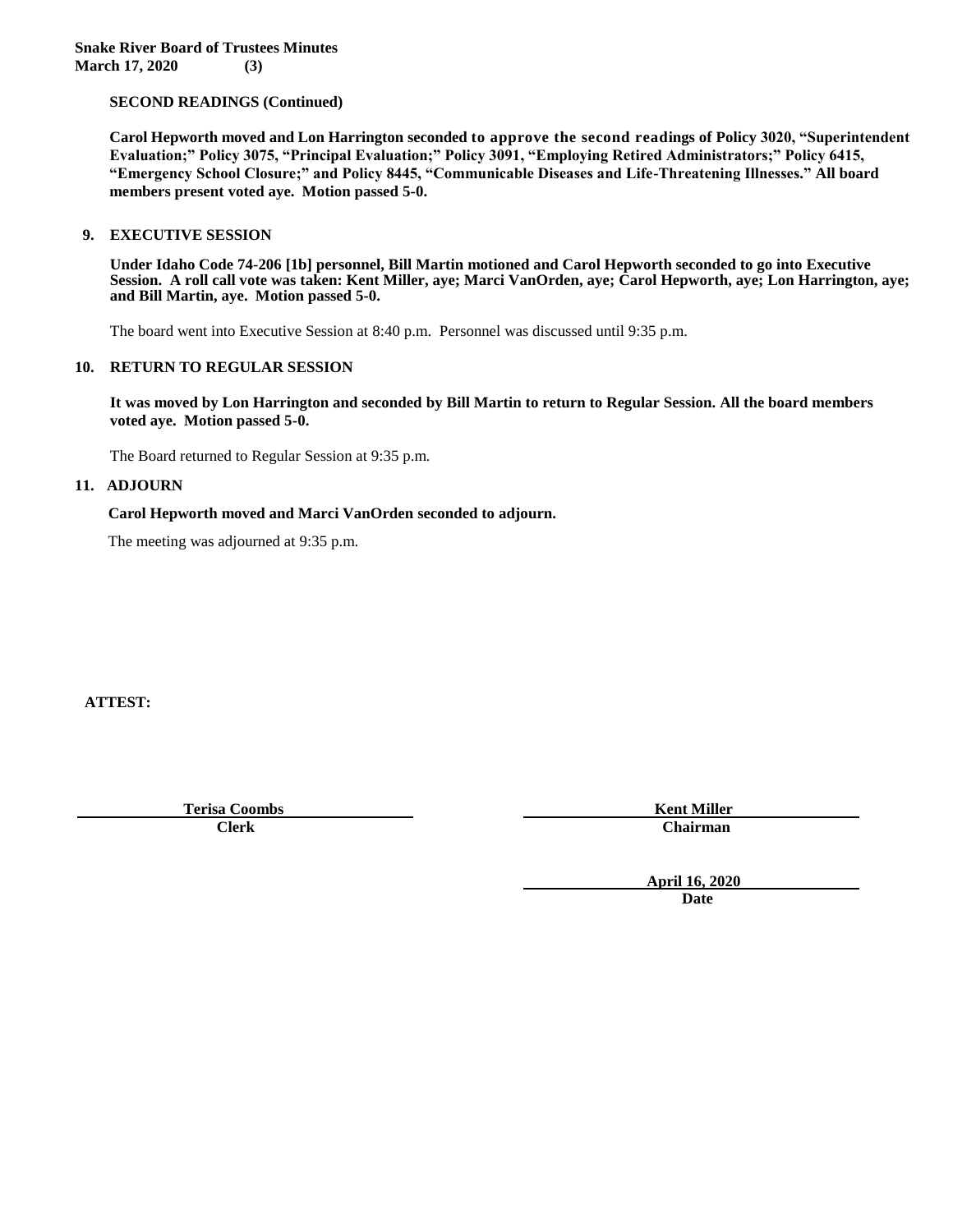**SECOND READINGS (Continued)**

**Carol Hepworth moved and Lon Harrington seconded to approve the second readings of Policy 3020, "Superintendent Evaluation;" Policy 3075, "Principal Evaluation;" Policy 3091, "Employing Retired Administrators;" Policy 6415, "Emergency School Closure;" and Policy 8445, "Communicable Diseases and Life-Threatening Illnesses." All board members present voted aye. Motion passed 5-0.**

## 9. EXECUTIVE SESSION

**Under Idaho Code 74-206 [1b] personnel, Bill Martin motioned and Carol Hepworth seconded to go into Executive Session. A roll call vote was taken: Kent Miller, aye; Marci VanOrden, aye; Carol Hepworth, aye; Lon Harrington, aye; and Bill Martin, aye. Motion passed 5-0.**

The board went into Executive Session at 8:40 p.m. Personnel was discussed until 9:35 p.m.

## 10. RETURN TO REGULAR SESSION

**It was moved by Lon Harrington and seconded by Bill Martin to return to Regular Session. All the board members voted aye. Motion passed 5-0.**

The Board returned to Regular Session at 9:35 p.m.

## 11. ADJOURN

**Carol Hepworth moved and Marci VanOrden seconded to adjourn.**

The meeting was adjourned at 9:35 p.m.

**ATTEST:**

**Terisa Coombs**
**Clerk**

**Kent Miller**
**Chairman**

**April 16, 2020**
**Date**